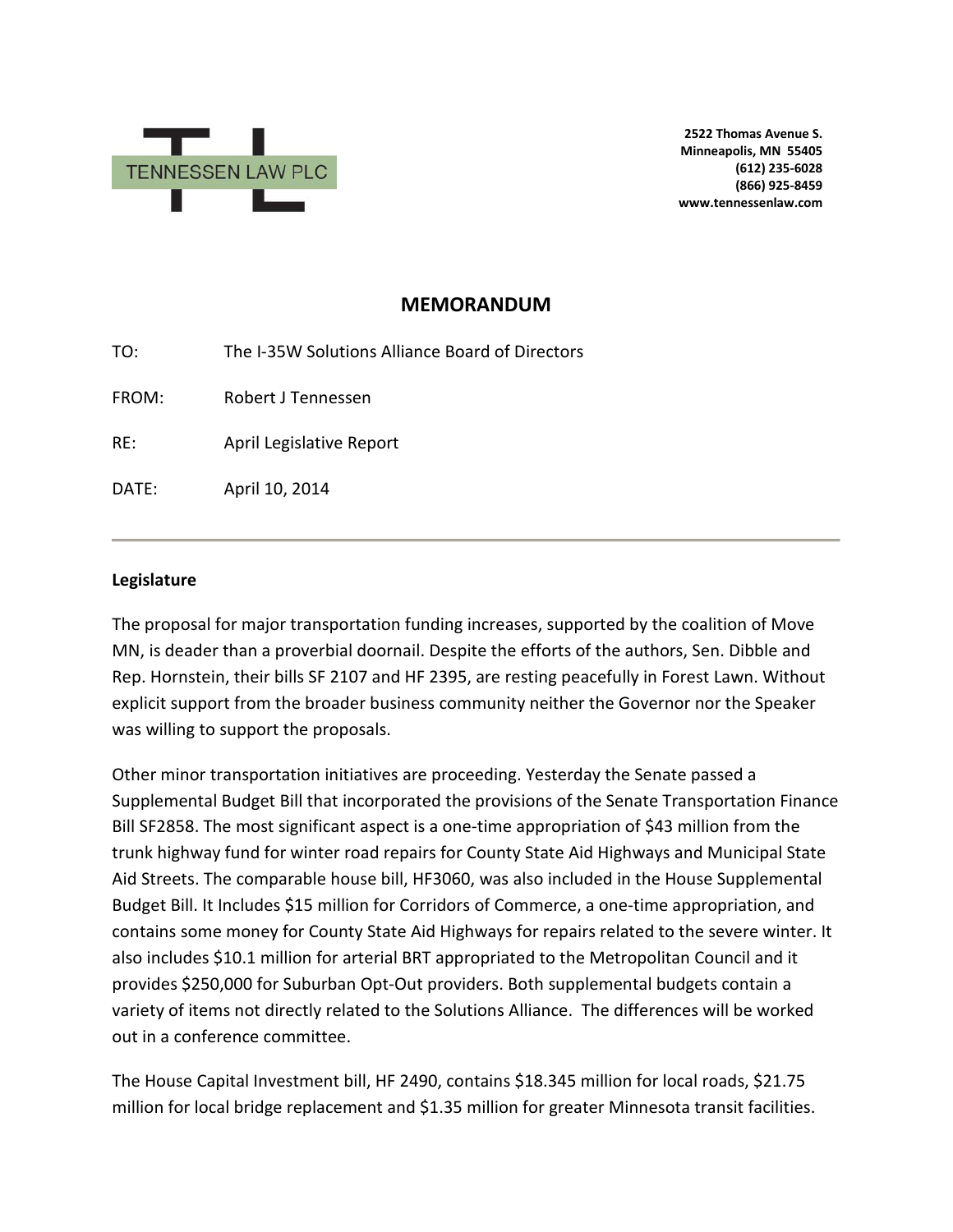TENNESSEN LAW PLC

**2522 Thomas Avenue S.**
**Minneapolis, MN 55405**
**(612) 235-6028**
**(866) 925-8459**
**www.tennessenlaw.com**

## MEMORANDUM

TO: The I-35W Solutions Alliance Board of Directors

FROM: Robert J Tennessen

RE: April Legislative Report

DATE: April 10, 2014

---

**Legislature**

The proposal for major transportation funding increases, supported by the coalition of Move MN, is deader than a proverbial doornail. Despite the efforts of the authors, Sen. Dibble and Rep. Hornstein, their bills SF 2107 and HF 2395, are resting peacefully in Forest Lawn. Without explicit support from the broader business community neither the Governor nor the Speaker was willing to support the proposals.

Other minor transportation initiatives are proceeding. Yesterday the Senate passed a Supplemental Budget Bill that incorporated the provisions of the Senate Transportation Finance Bill SF2858. The most significant aspect is a one-time appropriation of $43 million from the trunk highway fund for winter road repairs for County State Aid Highways and Municipal State Aid Streets. The comparable house bill, HF3060, was also included in the House Supplemental Budget Bill. It Includes $15 million for Corridors of Commerce, a one-time appropriation, and contains some money for County State Aid Highways for repairs related to the severe winter. It also includes $10.1 million for arterial BRT appropriated to the Metropolitan Council and it provides $250,000 for Suburban Opt-Out providers. Both supplemental budgets contain a variety of items not directly related to the Solutions Alliance. The differences will be worked out in a conference committee.

The House Capital Investment bill, HF 2490, contains $18.345 million for local roads, $21.75 million for local bridge replacement and $1.35 million for greater Minnesota transit facilities.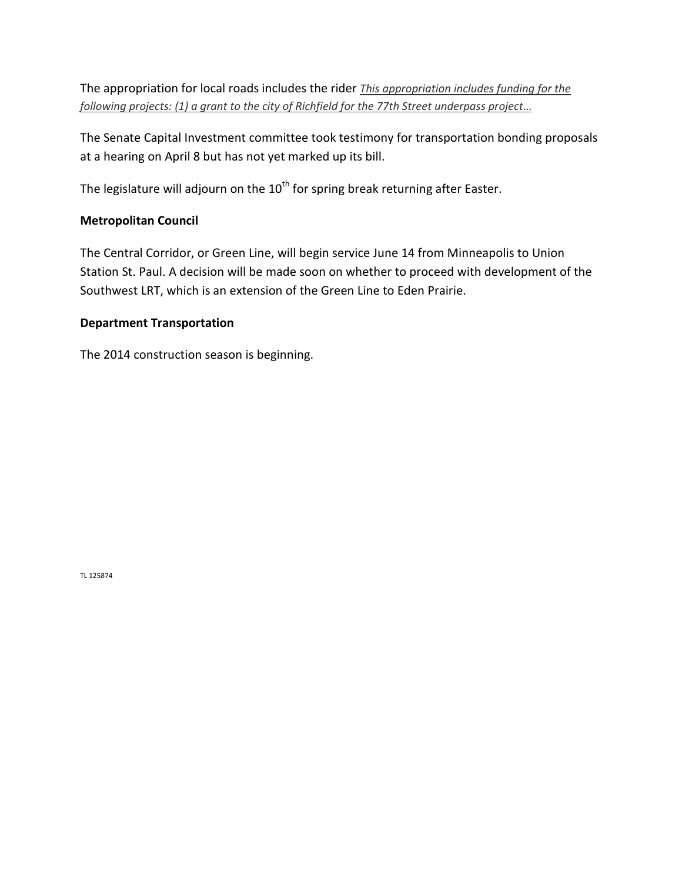The appropriation for local roads includes the rider *This appropriation includes funding for the following projects: (1) a grant to the city of Richfield for the 77th Street underpass project…*

The Senate Capital Investment committee took testimony for transportation bonding proposals at a hearing on April 8 but has not yet marked up its bill.

The legislature will adjourn on the 10th for spring break returning after Easter.

**Metropolitan Council**

The Central Corridor, or Green Line, will begin service June 14 from Minneapolis to Union Station St. Paul. A decision will be made soon on whether to proceed with development of the Southwest LRT, which is an extension of the Green Line to Eden Prairie.

**Department Transportation**

The 2014 construction season is beginning.

TL 125874